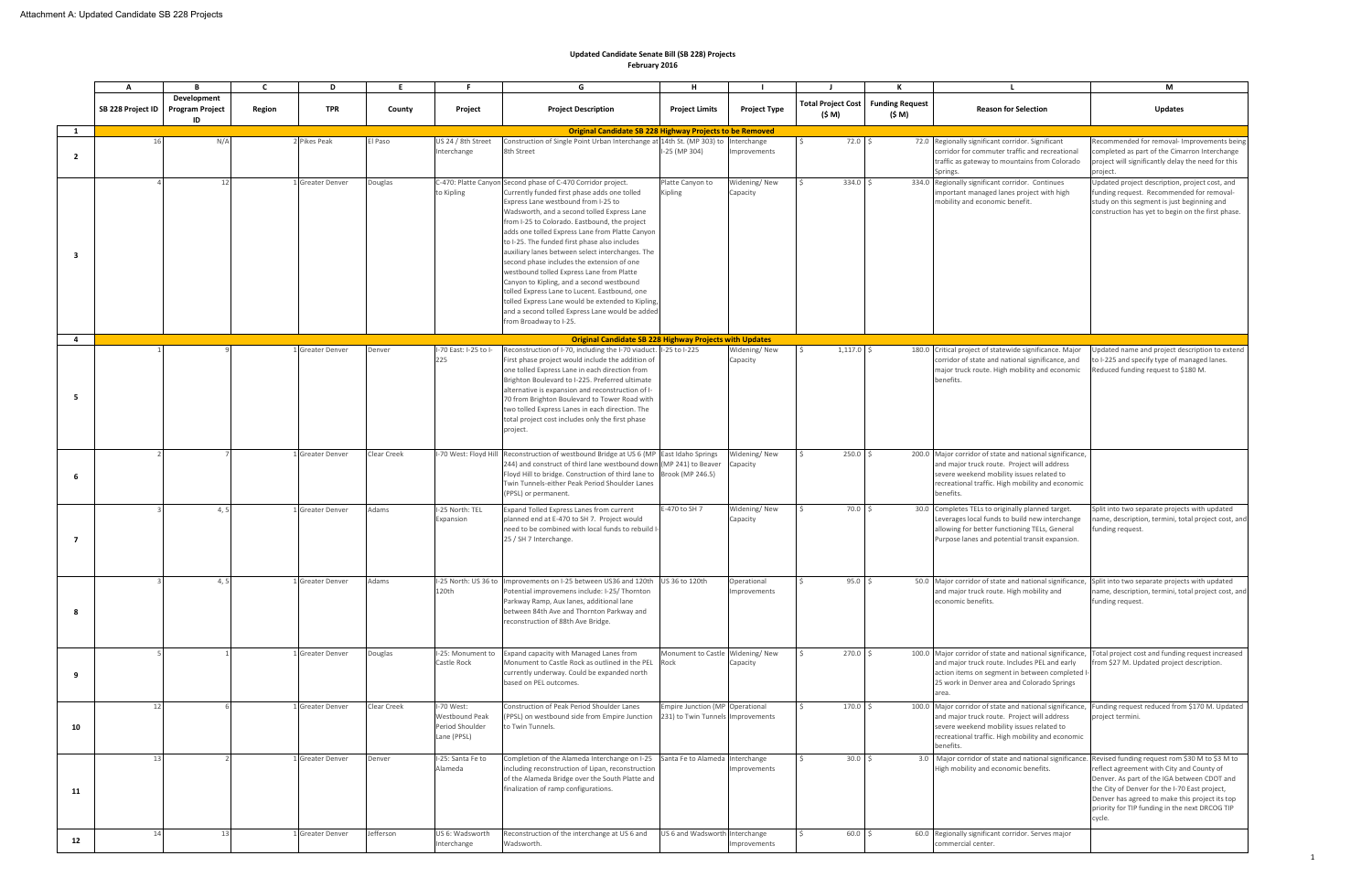Attachment A: Updated Candidate SB 228 Projects

## Updated Candidate Senate Bill (SB 228) Projects
**February 2016**

| | A | B | C | D | E | F | G | H | I | J | K | L | M |
|---|---|---|---|---|---|---|---|---|---|---|---|---|---|
| | SB 228 Project ID | Development Program Project ID | Region | TPR | County | Project | Project Description | Project Limits | Project Type | Total Project Cost ($ M) | Funding Request ($ M) | Reason for Selection | Updates |
| **1** | **Original Candidate SB 228 Highway Projects to be Removed** | | | | | | | | | | | | |
| **2** | 16 | N/A | 2 | Pikes Peak | El Paso | US 24 / 8th Street Interchange | Construction of Single Point Urban Interchange at 8th Street | 14th St. (MP 303) to I-25 (MP 304) | Interchange Improvements | $ 72.0 | $ 72.0 | Regionally significant corridor. Significant corridor for commuter traffic and recreational traffic as gateway to mountains from Colorado Springs. | Recommended for removal- Improvements being completed as part of the Cimarron Interchange project will significantly delay the need for this project. |
| **3** | 4 | 12 | 1 | Greater Denver | Douglas | C-470: Platte Canyon to Kipling | Second phase of C-470 Corridor project. Currently funded first phase adds one tolled Express Lane westbound from I-25 to Wadsworth, and a second tolled Express Lane from I-25 to Colorado. Eastbound, the project adds one tolled Express Lane from Platte Canyon to I-25. The funded first phase also includes auxiliary lanes between select interchanges. The second phase includes the extension of one westbound tolled Express Lane from Platte Canyon to Kipling, and a second westbound tolled Express Lane to Lucent. Eastbound, one tolled Express Lane would be extended to Kipling, and a second tolled Express Lane would be added from Broadway to I-25. | Platte Canyon to Kipling | Widening/ New Capacity | $ 334.0 | $ 334.0 | Regionally significant corridor. Continues important managed lanes project with high mobility and economic benefit. | Updated project description, project cost, and funding request. Recommended for removal- study on this segment is just beginning and construction has yet to begin on the first phase. |
| **4** | **Original Candidate SB 228 Highway Projects with Updates** | | | | | | | | | | | | |
| **5** | 1 | 9 | 1 | Greater Denver | Denver | I-70 East: I-25 to I-225 | Reconstruction of I-70, including the I-70 viaduct. First phase project would include the addition of one tolled Express Lane in each direction from Brighton Boulevard to I-225. Preferred ultimate alternative is expansion and reconstruction of I-70 from Brighton Boulevard to Tower Road with two tolled Express Lanes in each direction. The total project cost includes only the first phase project. | I-25 to I-225 | Widening/ New Capacity | $ 1,117.0 | $ 180.0 | Critical project of statewide significance. Major corridor of state and national significance, and major truck route. High mobility and economic benefits. | Updated name and project description to extend to I-225 and specify type of managed lanes. Reduced funding request to $180 M. |
| **6** | 2 | 7 | 1 | Greater Denver | Clear Creek | I-70 West: Floyd Hill | Reconstruction of westbound Bridge at US 6 (MP 244) and construct of third lane westbound down Floyd Hill to bridge. Construction of third lane to Twin Tunnels-either Peak Period Shoulder Lanes (PPSL) or permanent. | East Idaho Springs (MP 241) to Beaver Brook (MP 246.5) | Widening/ New Capacity | $ 250.0 | $ 200.0 | Major corridor of state and national significance, and major truck route. Project will address severe weekend mobility issues related to recreational traffic. High mobility and economic benefits. | |
| **7** | 3 | 4, 5 | 1 | Greater Denver | Adams | I-25 North: TEL Expansion | Expand Tolled Express Lanes from current planned end at E-470 to SH 7. Project would need to be combined with local funds to rebuild I-25 / SH 7 Interchange. | E-470 to SH 7 | Widening/ New Capacity | $ 70.0 | $ 30.0 | Completes TELs to originally planned target. Leverages local funds to build new interchange allowing for better functioning TELs, General Purpose lanes and potential transit expansion. | Split into two separate projects with updated name, description, termini, total project cost, and funding request. |
| **8** | 3 | 4, 5 | 1 | Greater Denver | Adams | I-25 North: US 36 to 120th | Improvements on I-25 between US36 and 120th Potential improvemens include: I-25/ Thornton Parkway Ramp, Aux lanes, additional lane between 84th Ave and Thornton Parkway and reconstruction of 88th Ave Bridge. | US 36 to 120th | Operational Improvements | $ 95.0 | $ 50.0 | Major corridor of state and national significance, and major truck route. High mobility and economic benefits. | Split into two separate projects with updated name, description, termini, total project cost, and funding request. |
| **9** | 5 | 1 | 1 | Greater Denver | Douglas | I-25: Monument to Castle Rock | Expand capacity with Managed Lanes from Monument to Castle Rock as outlined in the PEL currently underway. Could be expanded north based on PEL outcomes. | Monument to Castle Rock | Widening/ New Capacity | $ 270.0 | $ 100.0 | Major corridor of state and national significance, and major truck route. Includes PEL and early action items on segment in between completed I-25 work in Denver area and Colorado Springs area. | Total project cost and funding request increased from $27 M. Updated project description. |
| **10** | 12 | 6 | 1 | Greater Denver | Clear Creek | I-70 West: Westbound Peak Period Shoulder Lane (PPSL) | Construction of Peak Period Shoulder Lanes (PPSL) on westbound side from Empire Junction to Twin Tunnels. | Empire Junction (MP 231) to Twin Tunnels | Operational Improvements | $ 170.0 | $ 100.0 | Major corridor of state and national significance, and major truck route. Project will address severe weekend mobility issues related to recreational traffic. High mobility and economic benefits. | Funding request reduced from $170 M. Updated project termini. |
| **11** | 13 | 2 | 1 | Greater Denver | Denver | I-25: Santa Fe to Alameda | Completion of the Alameda Interchange on I-25 including reconstruction of Lipan, reconstruction of the Alameda Bridge over the South Platte and finalization of ramp configurations. | Santa Fe to Alameda | Interchange Improvements | $ 30.0 | $ 3.0 | Major corridor of state and national significance. High mobility and economic benefits. | Revised funding request from $30 M to $3 M to reflect agreement with City and County of Denver. As part of the IGA between CDOT and the City of Denver for the I-70 East project, Denver has agreed to make this project its top priority for TIP funding in the next DRCOG TIP cycle. |
| **12** | 14 | 13 | 1 | Greater Denver | Jefferson | US 6: Wadsworth Interchange | Reconstruction of the interchange at US 6 and Wadsworth. | US 6 and Wadsworth | Interchange Improvements | $ 60.0 | $ 60.0 | Regionally significant corridor. Serves major commercial center. | |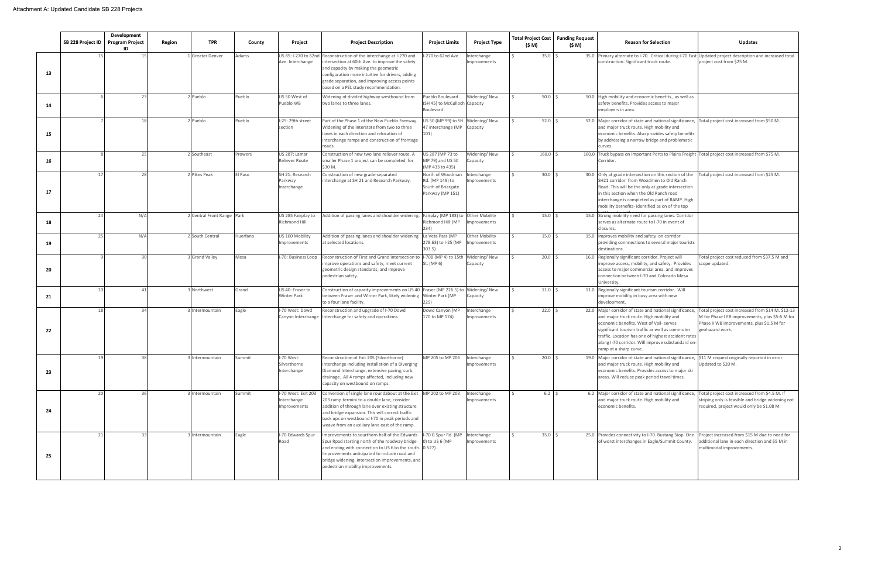Attachment A: Updated Candidate SB 228 Projects

| | SB 228 Project ID | Development Program Project ID | Region | TPR | County | Project | Project Description | Project Limits | Project Type | Total Project Cost ($ M) | Funding Request ($ M) | Reason for Selection | Updates |
|---|---|---|---|---|---|---|---|---|---|---|---|---|---|
| 13 | 15 | 15 | 1 | Greater Denver | Adams | US 85: I-270 to 62nd Ave. Interchange | Reconstruction of the interchange at I-270 and intersection at 60th Ave. to improve the safety and capacity by making the geometric configuration more intuitive for drivers, adding grade separation, and improving access points based on a PEL study recommendation. | I-270 to 62nd Ave. | Interchange Improvements | $ 35.0 | $ 35.0 | Primary alternate to I-70. Critical during I-70 East construction. Significant truck route. | Updated project description and increased total project cost from $25 M. |
| 14 | 6 | 23 | 2 | Pueblo | Pueblo | US 50 West of Pueblo WB | Widening of divided highway westbound from two lanes to three lanes. | Pueblo Boulevard (SH 45) to McCulloch Boulevard | Widening/ New Capacity | $ 50.0 | $ 50.0 | High mobility and economic benefits., as well as safety benefits. Provides access to major employers in area. | |
| 15 | 7 | 18 | 2 | Pueblo | Pueblo | I-25: 29th street section | Part of the Phase 1 of the New Pueblo Freeway. Widening of the interstate from two to three lanes in each direction and relocation of interchange ramps and construction of frontage roads. | US 50 (MP 99) to SH 47 interchange (MP 101) | Widening/ New Capacity | $ 52.0 | $ 52.0 | Major corridor of state and national significance, and major truck route. High mobility and economic benefits. Also provides safety benefits by addressing a narrow bridge and problematic curves. | Total project cost increased from $50 M. |
| 16 | 8 | 25 | 2 | Southeast | Prowers | US 287: Lamar Reliever Route | Construction of new two lane reliever route. A smaller Phase 1 project can be completed for $30 M. | US 287 (MP 73 to MP 79) and US 50 (MP 433 to 435) | Widening/ New Capacity | $ 160.0 | $ 160.0 | Truck bypass on important Ports to Plains Freight Corridor. | Total project cost increased from $75 M. |
| 17 | 17 | 28 | 2 | Pikes Peak | El Paso | SH 21: Research Parkway Interchange | Construction of new grade-separated interchange at SH 21 and Research Parkway. | North of Woodman Rd. (MP 149) to South of Briargate Parkway (MP 151) | Interchange Improvements | $ 30.0 | $ 30.0 | Only at grade intersection on this section of the SH21 corridor from Woodmen to Old Ranch Road. This will be the only at grade intersection in this section when the Old Ranch road interchange is completed as part of RAMP. High mobility benefits- identified as on of the top bottlenecks in the area. | Total project cost increased from $25 M. |
| 18 | 24 | N/A | 2 | Central Front Range | Park | US 285 Fairplay to Richmond Hill | Addition of passing lanes and shoulder widening. | Fairplay (MP 183) to Richmond Hill (MP 234) | Other Mobility Improvements | $ 15.0 | $ 15.0 | Strong mobility need for passing lanes. Corridor serves as alternate route to I-70 in event of closures. | |
| 19 | 25 | N/A | 2 | South Central | Huerfano | US 160 Mobility Improvements | Addition of passing lanes and shoulder widening at selected locations. | La Veta Pass (MP 278.63) to I-25 (MP 303.5) | Other Mobility Improvements | $ 15.0 | $ 15.0 | Improves mobility and safety on corridor providing connnections to several major tourists destinations. | |
| 20 | 9 | 30 | 3 | Grand Valley | Mesa | I-70: Business Loop | Reconstruction of First and Grand intersection to improve operations and safety, meet current geometric design standards, and improve pedestrian safety. | I-70B (MP 4) to 15th St. (MP 6) | Widening/ New Capacity | $ 20.0 | $ 16.0 | Regionally significant corridor. Project will improve access, mobility, and safety. Provides access to major commercial area, and improves connection between I-70 and Colorado Mesa University. | Total project cost reduced from $37.5 M and scope updated. |
| 21 | 10 | 41 | 3 | Northwest | Grand | US 40: Fraser to Winter Park | Construction of capacity improvements on US 40 between Fraser and Winter Park, likely widening to a four lane facility. | Fraser (MP 226.5) to Winter Park (MP 229) | Widening/ New Capacity | $ 11.0 | $ 11.0 | Regionally significant tourism corridor. Will improve mobility in busy area with new development. | |
| 22 | 18 | 34 | 3 | Intermountain | Eagle | I-70 West: Dowd Canyon Interchange | Reconstruction and upgrade of I-70 Dowd Interchange for safety and operations. | Dowd Canyon (MP 170 to MP 174) | Interchange Improvements | $ 22.0 | $ 22.0 | Major corridor of state and national significance, and major truck route. High mobility and economic benefits. West of Vail- serves significant tourism traffic as well as commuter traffic. Location has one of highest accident rates along I-70 corridor. Will improve substandard on-ramp at a sharp curve. | Total project cost increased from $14 M. $12-13 M for Phase I EB improvements, plus $5-6 M for Phase II WB improvements, plus $1.5 M for geohazard work. |
| 23 | 19 | 38 | 3 | Intermountain | Summit | I-70 West: Silverthorne Interchange | Reconstruction of Exit 205 (Silverthorne) Interchange including installation of a Diverging Diamond Interchange, extensive paving, curb, drainage. All 4 ramps affected, including new capacity on westbound on ramps. | MP 205 to MP 206 | Interchange Improvements | $ 20.0 | $ 19.0 | Major corridor of state and national significance, and major truck route. High mobility and economic benefits. Provides access to major ski areas. Will reduce peak period travel times. | $11 M request originally reported in error. Updated to $20 M. |
| 24 | 20 | 36 | 3 | Intermountain | Summit | I-70 West: Exit 203 Interchange Improvements | Conversion of single lane roundabout at the Exit 203 ramp termini to a double lane, consider addition of through lane over existing structure and bridge expansion. This will correct traffic back ups on westbound I-70 in peak periods and weave from an auxiliary lane east of the ramp. | MP 202 to MP 203 | Interchange Improvements | $ 6.2 | $ 6.2 | Major corridor of state and national significance, and major truck route. High mobility and economic benefits. | Total project cost increased from $4.5 M. If striping only is feasible and bridge widening not required, project would only be $1.08 M. |
| 25 | 21 | 33 | 3 | Intermountain | Eagle | I-70 Edwards Spur Road | Improvements to sourthern half of the Edwards Spur Rpad starting north of the roadway bridge and ending with connection to US 6 to the south. Improvements anticipated to include road and bridge widening, intersection improvements, and pedestrian mobility improvements. | I-70 G Spur Rd. (MP 0) to US 6 (MP 0.527) | Interchange Improvements | $ 35.0 | $ 25.0 | Provides connectivity to I-70. Bustang Stop. One of worst interchanges in Eagle/Summit County. | Project increased from $15 M due to need for additional lane in each direction and $5 M in multimodal improvements. |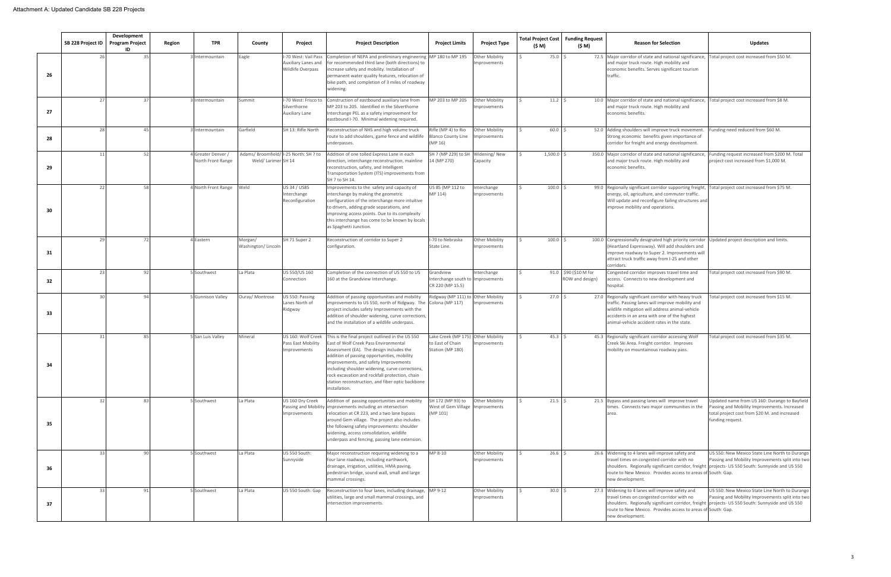Attachment A: Updated Candidate SB 228 Projects

| | SB 228 Project ID | Development Program Project ID | Region | TPR | County | Project | Project Description | Project Limits | Project Type | Total Project Cost ($ M) | Funding Request ($ M) | Reason for Selection | Updates |
|---|---|---|---|---|---|---|---|---|---|---|---|---|---|
| 26 | 26 | 35 | 3 | Intermountain | Eagle | I-70 West: Vail Pass Auxiliary Lanes and Wildlife Overpass | Completion of NEPA and preliminary engineering for recommended third lane (both directions) to increase safety and mobility. Installation of permanent water quality features, relocation of bike path, and completion of 3 miles of roadway widening. | MP 180 to MP 195 | Other Mobility Improvements | $ 75.0 | $ 72.5 | Major corridor of state and national significance, and major truck route. High mobility and economic benefits. Serves significant tourism traffic. | Total project cost increased from $50 M. |
| 27 | 27 | 37 | 3 | Intermountain | Summit | I-70 West: Frisco to Silverthorne Auxiliary Lane | Construction of eastbound auxiliary lane from MP 203 to 205. Identified in the Silverthorne Interchange PEL as a safety improvement for eastbound I-70. Minimal widening required. | MP 203 to MP 205 | Other Mobility Improvements | $ 11.2 | $ 10.0 | Major corridor of state and national significance, and major truck route. High mobility and economic benefits. | Total project cost increased from $8 M. |
| 28 | 28 | 45 | 3 | Intermountain | Garfield | SH 13: Rifle North | Reconstruction of NHS and high volume truck route to add shoulders, game fence and wildlife underpasses. | Rifle (MP 4) to Rio Blanco County Line (MP 16) | Other Mobility Improvements | $ 60.0 | $ 52.0 | Adding shoulders will improve truck movement. Strong economic benefits given importance of corridor for freight and energy development. | Funding need reduced from $60 M. |
| 29 | 11 | 52 | 4 | Greater Denver / North Front Range | Adams/ Broomfield/ Weld/ Larimer | I-25 North: SH 7 to SH 14 | Addition of one tolled Express Lane in each direction, interchange reconstruction, mainline reconstruction, safety, and Intelligent Transportation System (ITS) improvements from SH 7 to SH 14. | SH 7 (MP 229) to SH 14 (MP 270) | Widening/ New Capacity | $ 1,500.0 | $ 350.0 | Major corridor of state and national significance, and major truck route. High mobility and economic benefits. | Funding request increased from $200 M. Total project cost increased from $1,000 M. |
| 30 | 22 | 58 | 4 | North Front Range | Weld | US 34 / US85 Interchange Reconfiguration | Improvements to the safety and capacity of interchange by making the geometric configuration of the interchange more intuitive to drivers, adding grade separations, and improving access points. Due to its complexity this interchange has come to be known by locals as Spaghetti Junction. | US 85 (MP 112 to MP 114) | Interchange Improvements | $ 100.0 | $ 99.0 | Regionally significant corridor supporting freight, energy, oil, agriculture, and commuter traffic. Will update and reconfigure failing structures and improve mobility and operations. | Total project cost increased from $75 M. |
| 31 | 29 | 72 | 4 | Eastern | Morgan/ Washington/ Lincoln | SH 71 Super 2 | Reconstruction of corridor to Super 2 configuration. | I-70 to Nebraska State Line. | Other Mobility Improvements | $ 100.0 | $ 100.0 | Congressionally designated high priority corridor (Heartland Expressway). Will add shoulders and improve roadway to Super 2. Improvements will attract truck traffic away from I-25 and other corridors. | Updated project description and limits. |
| 32 | 23 | 92 | 5 | Southwest | La Plata | US 550/US 160 Connection | Completion of the connection of US 550 to US 160 at the Grandview Interchange. | Grandview Interchange south to CR 220 (MP 15.5) | Interchange Improvements | $ 91.0 | $90 ($10 M for ROW and design) | Congested corridor improves travel time and access. Connects to new development and hospital. | Total project cost increased from $90 M. |
| 33 | 30 | 94 | 5 | Gunnison Valley | Ouray/ Montrose | US 550: Passing Lanes North of Ridgway | Addition of passing opportunities and mobility improvements to US 550, north of Ridgway. The project includes safety Improvements with the addition of shoulder widening, curve corrections, and the installation of a wildlife underpass. | Ridgway (MP 111) to Colona (MP 117) | Other Mobility Improvements | $ 27.0 | $ 27.0 | Regionally significant corridor with heavy truck traffic. Passing lanes will improve mobility and wildlife mitigation will address animal-vehicle accidents in an area with one of the highest animal-vehicle accident rates in the state. | Total project cost increased from $15 M. |
| 34 | 31 | 85 | 5 | San Luis Valley | Mineral | US 160: Wolf Creek Pass East Mobility Improvements | This is the final project outlined in the US 550 East of Wolf Creek Pass Environmental Assessment (EA). The design includes the addition of passing opportunities, mobility improvements, and safety Improvements including shoulder widening, curve corrections, rock excavation and rockfall protection, chain station reconstruction, and fiber optic backbone installation. | Lake Creek (MP 175) to East of Chain Station (MP 180) | Other Mobility Improvements | $ 45.3 | $ 45.3 | Regionally significant corridor accessing Wolf Creek Ski Area. Freight corridor. Improves mobility on mountainous roadway pass. | Total project cost increased from $35 M. |
| 35 | 32 | 83 | 5 | Southwest | La Plata | US 160 Dry Creek Passing and Mobility Improvements | Addition of passing opportunities and mobility improvements including an intersection relocation at CR 223, and a two lane bypass around Gem village. The project also includes the following safety improvements: shoulder widening, access consolidation, wildlife underpass and fencing, passing lane extension. | SH 172 (MP 93) to West of Gem Village (MP 101) | Other Mobility Improvements | $ 21.5 | $ 21.5 | Bypass and passing lanes will improve travel times. Connects two major communities in the area. | Updated name from US 160: Durango to Bayfield Passing and Mobility Improvements. Increased total project cost from $20 M. and increased funding request. |
| 36 | 33 | 90 | 5 | Southwest | La Plata | US 550 South: Sunnyside | Major reconstruction requiring widening to a four lane roadway, including earthwork, drainage, irrigation, utilities, HMA paving, pedestrian bridge, sound wall, small and large mammal crossings. | MP 8-10 | Other Mobility Improvements | $ 26.6 | $ 26.6 | Widening to 4 lanes will improve safety and travel times on congested corridor with no shoulders. Regionally significant corridor, freight route to New Mexico. Provides access to areas of new development. | US 550: New Mexico State Line North to Durango Passing and Mobility Improvements split into two projects- US 550 South: Sunnyside and US 550 South: Gap. |
| 37 | 33 | 91 | 5 | Southwest | La Plata | US 550 South: Gap | Reconstruction to four lanes, including drainage, utilities, large and small mammal crossings, and intersection improvements. | MP 9-12 | Other Mobility Improvements | $ 30.0 | $ 27.3 | Widening to 4 lanes will improve safety and travel times on congested corridor with no shoulders. Regionally significant corridor, freight route to New Mexico. Provides access to areas of new development. | US 550: New Mexico State Line North to Durango Passing and Mobility Improvements split into two projects- US 550 South: Sunnyside and US 550 South: Gap. |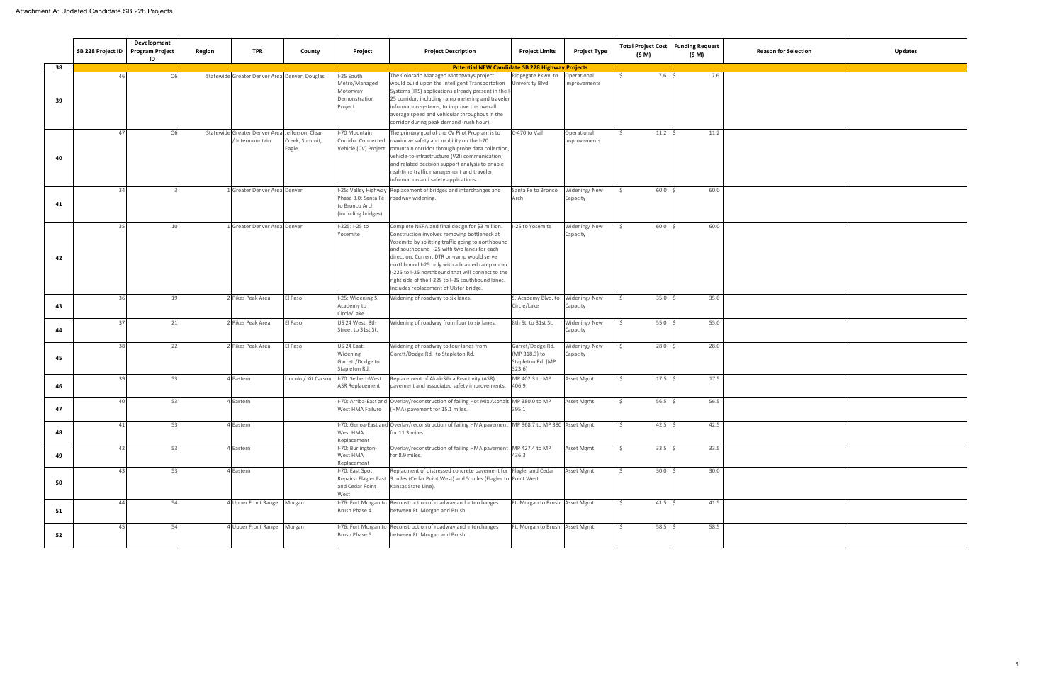Attachment A: Updated Candidate SB 228 Projects

| | SB 228 Project ID | Development Program Project ID | Region | TPR | County | Project | Project Description | Project Limits | Project Type | Total Project Cost ($ M) | Funding Request ($ M) | Reason for Selection | Updates |
|---|---|---|---|---|---|---|---|---|---|---|---|---|---|
| 38 | **Potential NEW Candidate SB 228 Highway Projects** | | | | | | | | | | | | |
| 39 | 46 | O6 | Statewide | Greater Denver Area | Denver, Douglas | I-25 South Metro/Managed Motorway Demonstration Project | The Colorado Managed Motorways project would build upon the Intelligent Transportation Systems (ITS) applications already present in the I-25 corridor, including ramp metering and traveler information systems, to improve the overall average speed and vehicular throughput in the corridor during peak demand (rush hour). | Ridgegate Pkwy. to University Blvd. | Operational Improvements | $ 7.6 | $ 7.6 | | |
| 40 | 47 | O6 | Statewide | Greater Denver Area / Intermountain | Jefferson, Clear Creek, Summit, Eagle | I-70 Mountain Corridor Connected Vehicle (CV) Project | The primary goal of the CV Pilot Program is to maximize safety and mobility on the I-70 mountain corridor through probe data collection, vehicle-to-infrastructure (V2I) communication, and related decision support analysis to enable real-time traffic management and traveler information and safety applications. | C-470 to Vail | Operational Improvements | $ 11.2 | $ 11.2 | | |
| 41 | 34 | 3 | 1 | Greater Denver Area | Denver | I-25: Valley Highway Phase 3.0: Santa Fe to Bronco Arch (including bridges) | Replacement of bridges and interchanges and roadway widening. | Santa Fe to Bronco Arch | Widening/ New Capacity | $ 60.0 | $ 60.0 | | |
| 42 | 35 | 10 | 1 | Greater Denver Area | Denver | I-225: I-25 to Yosemite | Complete NEPA and final design for $3 million. Construction involves removing bottleneck at Yosemite by splitting traffic going to northbound and southbound I-25 with two lanes for each direction. Current DTR on-ramp would serve northbound I-25 only with a braided ramp under I-225 to I-25 northbound that will connect to the right side of the I-225 to I-25 southbound lanes. Includes replacement of Ulster bridge. | I-25 to Yosemite | Widening/ New Capacity | $ 60.0 | $ 60.0 | | |
| 43 | 36 | 19 | 2 | Pikes Peak Area | El Paso | I-25: Widening S. Academy to Circle/Lake | Widening of roadway to six lanes. | S. Academy Blvd. to Circle/Lake | Widening/ New Capacity | $ 35.0 | $ 35.0 | | |
| 44 | 37 | 21 | 2 | Pikes Peak Area | El Paso | US 24 West: 8th Street to 31st St. | Widening of roadway from four to six lanes. | 8th St. to 31st St. | Widening/ New Capacity | $ 55.0 | $ 55.0 | | |
| 45 | 38 | 22 | 2 | Pikes Peak Area | El Paso | US 24 East: Widening Garrett/Dodge to Stapleton Rd. | Widening of roadway to four lanes from Garett/Dodge Rd. to Stapleton Rd. | Garret/Dodge Rd. (MP 318.3) to Stapleton Rd. (MP 323.6) | Widening/ New Capacity | $ 28.0 | $ 28.0 | | |
| 46 | 39 | 53 | 4 | Eastern | Lincoln / Kit Carson | I-70: Seibert-West ASR Replacement | Replacement of Akali-Silica Reactivity (ASR) pavement and associated safety improvements. | MP 402.3 to MP 406.9 | Asset Mgmt. | $ 17.5 | $ 17.5 | | |
| 47 | 40 | 53 | 4 | Eastern | | I-70: Arriba-East and West HMA Failure | Overlay/reconstruction of failing Hot Mix Asphalt (HMA) pavement for 15.1 miles. | MP 380.0 to MP 395.1 | Asset Mgmt. | $ 56.5 | $ 56.5 | | |
| 48 | 41 | 53 | 4 | Eastern | | I-70: Genoa-East and West HMA Replacement | Overlay/reconstruction of failing HMA pavement for 11.3 miles. | MP 368.7 to MP 380 | Asset Mgmt. | $ 42.5 | $ 42.5 | | |
| 49 | 42 | 53 | 4 | Eastern | | I-70: Burlington-West HMA Replacement | Overlay/reconstruction of failing HMA pavement for 8.9 miles. | MP 427.4 to MP 436.3 | Asset Mgmt. | $ 33.5 | $ 33.5 | | |
| 50 | 43 | 53 | 4 | Eastern | | I-70 East Spot Repairs- Flagler East and Cedar Point West | Replacment of distressed concrete pavement for 3 miles (Cedar Point West) and 5 miles (Flagler to Kansas State Line). | Flagler and Cedar Point West | Asset Mgmt. | $ 30.0 | $ 30.0 | | |
| 51 | 44 | 54 | 4 | Upper Front Range | Morgan | I-76: Fort Morgan to Brush Phase 4 | Reconstruction of roadway and interchanges between Ft. Morgan and Brush. | Ft. Morgan to Brush | Asset Mgmt. | $ 41.5 | $ 41.5 | | |
| 52 | 45 | 54 | 4 | Upper Front Range | Morgan | I-76: Fort Morgan to Brush Phase 5 | Reconstruction of roadway and interchanges between Ft. Morgan and Brush. | Ft. Morgan to Brush | Asset Mgmt. | $ 58.5 | $ 58.5 | | |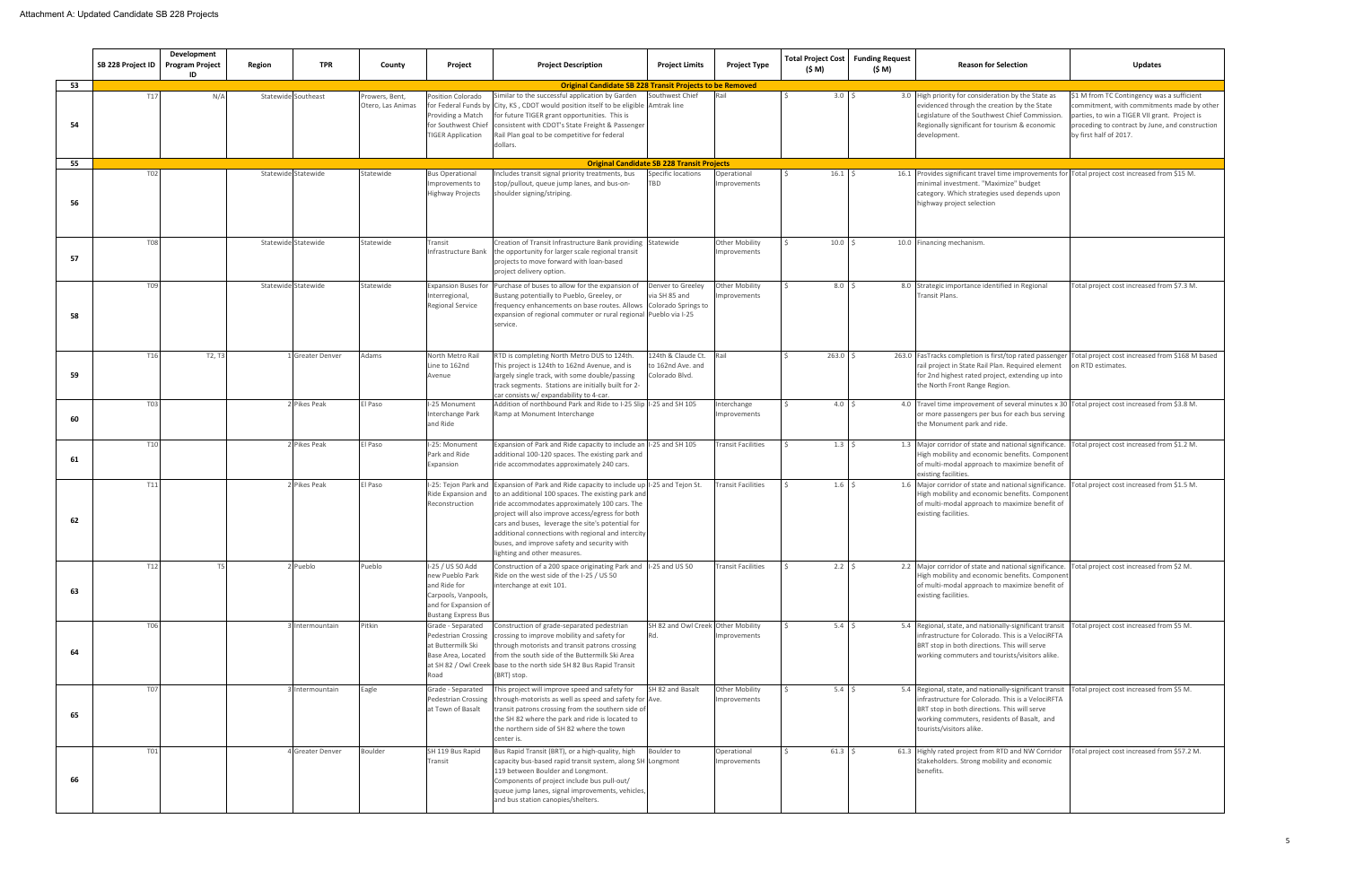Attachment A: Updated Candidate SB 228 Projects

| | SB 228 Project ID | Development Program Project ID | Region | TPR | County | Project | Project Description | Project Limits | Project Type | Total Project Cost ($ M) | Funding Request ($ M) | Reason for Selection | Updates |
|---|---|---|---|---|---|---|---|---|---|---|---|---|---|
| 53 | **Original Candidate SB 228 Transit Projects to be Removed** | | | | | | | | | | | | |
| 54 | T17 | N/A | Statewide | Southeast | Prowers, Bent, Otero, Las Animas | Position Colorado for Federal Funds by Providing a Match for Southwest Chief TIGER Application | Similar to the successful application by Garden City, KS , CDOT would position itself to be eligible for future TIGER grant opportunities. This is consistent with CDOT's State Freight & Passenger Rail Plan goal to be competitive for federal dollars. | Southwest Chief Amtrak line | Rail | $ 3.0 | $ 3.0 | High priority for consideration by the State as evidenced through the creation by the State Legislature of the Southwest Chief Commission. Regionally significant for tourism & economic development. | $1 M from TC Contingency was a sufficient commitment, with commitments made by other parties, to win a TIGER VII grant. Project is proceding to contract by June, and construction by first half of 2017. |
| 55 | **Original Candidate SB 228 Transit Projects** | | | | | | | | | | | | |
| 56 | T02 | | Statewide | Statewide | Statewide | Bus Operational Improvements to Highway Projects | Includes transit signal priority treatments, bus stop/pullout, queue jump lanes, and bus-on-shoulder signing/striping. | Specific locations TBD | Operational Improvements | $ 16.1 | $ 16.1 | Provides significant travel time improvements for minimal investment. "Maximize" budget category. Which strategies used depends upon highway project selection | Total project cost increased from $15 M. |
| 57 | T08 | | Statewide | Statewide | Statewide | Transit Infrastructure Bank | Creation of Transit Infrastructure Bank providing the opportunity for larger scale regional transit projects to move forward with loan-based project delivery option. | Statewide | Other Mobility Improvements | $ 10.0 | $ 10.0 | Financing mechanism. | |
| 58 | T09 | | Statewide | Statewide | Statewide | Expansion Buses for Interregional, Regional Service | Purchase of buses to allow for the expansion of Bustang potentially to Pueblo, Greeley, or frequency enhancements on base routes. Allows expansion of regional commuter or rural regional service. | Denver to Greeley via SH 85 and Colorado Springs to Pueblo via I-25 | Other Mobility Improvements | $ 8.0 | $ 8.0 | Strategic importance identified in Regional Transit Plans. | Total project cost increased from $7.3 M. |
| 59 | T16 | T2, T3 | 1 | Greater Denver | Adams | North Metro Rail Line to 162nd Avenue | RTD is completing North Metro DUS to 124th. This project is 124th to 162nd Avenue, and is largely single track, with some double/passing track segments. Stations are initially built for 2-car consists w/ expandability to 4-car. | 124th & Claude Ct. to 162nd Ave. and Colorado Blvd. | Rail | $ 263.0 | $ 263.0 | FasTracks completion is first/top rated passenger rail project in State Rail Plan. Required element for 2nd highest rated project, extending up into the North Front Range Region. | Total project cost increased from $168 M based on RTD estimates. |
| 60 | T03 | | 2 | Pikes Peak | El Paso | I-25 Monument Interchange Park and Ride | Addition of northbound Park and Ride to I-25 Slip Ramp at Monument Interchange | I-25 and SH 105 | Interchange Improvements | $ 4.0 | $ 4.0 | Travel time improvement of several minutes x 30 or more passengers per bus for each bus serving the Monument park and ride. | Total project cost increased from $3.8 M. |
| 61 | T10 | | 2 | Pikes Peak | El Paso | I-25: Monument Park and Ride Expansion | Expansion of Park and Ride capacity to include an additional 100-120 spaces. The existing park and ride accommodates approximately 240 cars. | I-25 and SH 105 | Transit Facilities | $ 1.3 | $ 1.3 | Major corridor of state and national significance. High mobility and economic benefits. Component of multi-modal approach to maximize benefit of existing facilities. | Total project cost increased from $1.2 M. |
| 62 | T11 | | 2 | Pikes Peak | El Paso | I-25: Tejon Park and Ride Expansion and Reconstruction | Expansion of Park and Ride capacity to include up to an additional 100 spaces. The existing park and ride accommodates approximately 100 cars. The project will also improve access/egress for both cars and buses, leverage the site's potential for additional connections with regional and intercity buses, and improve safety and security with lighting and other measures. | I-25 and Tejon St. | Transit Facilities | $ 1.6 | $ 1.6 | Major corridor of state and national significance. High mobility and economic benefits. Component of multi-modal approach to maximize benefit of existing facilities. | Total project cost increased from $1.5 M. |
| 63 | T12 | T5 | 2 | Pueblo | Pueblo | I-25 / US 50 Add new Pueblo Park and Ride for Carpools, Vanpools, and for Expansion of Bustang Express Bus | Construction of a 200 space originating Park and Ride on the west side of the I-25 / US 50 interchange at exit 101. | I-25 and US 50 | Transit Facilities | $ 2.2 | $ 2.2 | Major corridor of state and national significance. High mobility and economic benefits. Component of multi-modal approach to maximize benefit of existing facilities. | Total project cost increased from $2 M. |
| 64 | T06 | | 3 | Intermountain | Pitkin | Grade - Separated Pedestrian Crossing at Buttermilk Ski Base Area, Located at SH 82 / Owl Creek Road | Construction of grade-separated pedestrian crossing to improve mobility and safety for through motorists and transit patrons crossing from the south side of the Buttermilk Ski Area base to the north side SH 82 Bus Rapid Transit (BRT) stop. | SH 82 and Owl Creek Rd. | Other Mobility Improvements | $ 5.4 | $ 5.4 | Regional, state, and nationally-significant transit infrastructure for Colorado. This is a VelociRFTA BRT stop in both directions. This will serve working commuters and tourists/visitors alike. | Total project cost increased from $5 M. |
| 65 | T07 | | 3 | Intermountain | Eagle | Grade - Separated Pedestrian Crossing at Town of Basalt | This project will improve speed and safety for through-motorists as well as speed and safety for transit patrons crossing from the southern side of the SH 82 where the park and ride is located to the northern side of SH 82 where the town center is. | SH 82 and Basalt Ave. | Other Mobility Improvements | $ 5.4 | $ 5.4 | Regional, state, and nationally-significant transit infrastructure for Colorado. This is a VelociRFTA BRT stop in both directions. This will serve working commuters, residents of Basalt, and tourists/visitors alike. | Total project cost increased from $5 M. |
| 66 | T01 | | 4 | Greater Denver | Boulder | SH 119 Bus Rapid Transit | Bus Rapid Transit (BRT), or a high-quality, high capacity bus-based rapid transit system, along SH 119 between Boulder and Longmont. Components of project include bus pull-out/ queue jump lanes, signal improvements, vehicles, and bus station canopies/shelters. | Boulder to Longmont | Operational Improvements | $ 61.3 | $ 61.3 | Highly rated project from RTD and NW Corridor Stakeholders. Strong mobility and economic benefits. | Total project cost increased from $57.2 M. |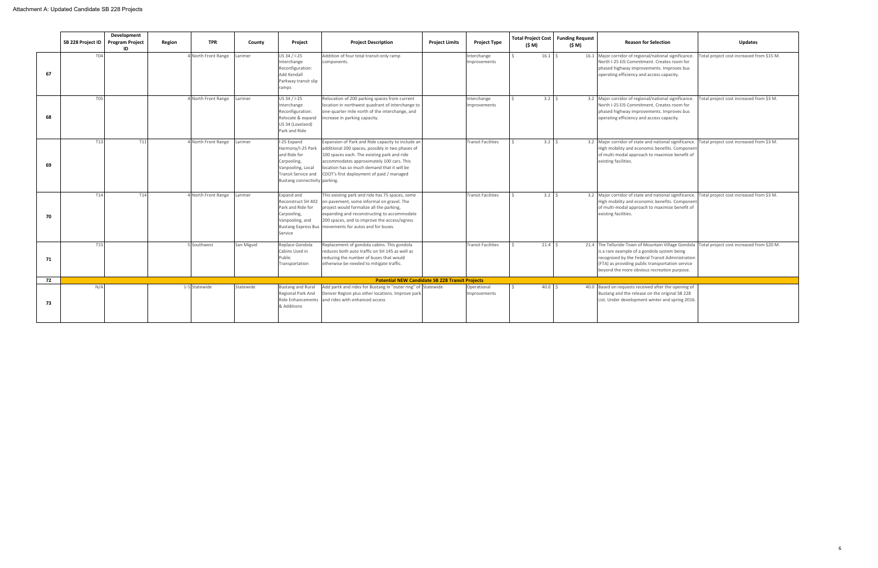Attachment A: Updated Candidate SB 228 Projects

| | SB 228 Project ID | Development Program Project ID | Region | TPR | County | Project | Project Description | Project Limits | Project Type | Total Project Cost ($ M) | Funding Request ($ M) | Reason for Selection | Updates |
|---|---|---|---|---|---|---|---|---|---|---|---|---|---|
| 67 | T04 | | 4 | North Front Range | Larimer | US 34 / I-25 Interchange Reconfiguration: Add Kendall Parkway transit slip ramps | Addition of four total transit-only ramp components. | | Interchange Improvements | $ 16.1 | $ 16.1 | Major corridor of regional/national significance. North I-25 EIS Commitment. Creates room for phased highway improvements. Improves bus operating efficiency and access capacity. | Total project cost increased from $15 M. |
| 68 | T05 | | 4 | North Front Range | Larimer | US 34 / I-25 Interchange Reconfiguration: Relocate & expand US 34 (Loveland) Park and Ride | Relocation of 200 parking spaces from current location in northwest quadrant of interchange to one-quarter mile north of the interchange, and increase in parking capacity. | | Interchange Improvements | $ 3.2 | $ 3.2 | Major corridor of regional/national significance. North I-25 EIS Commitment. Creates room for phased highway improvements. Improves bus operating efficiency and access capacity. | Total project cost increased from $3 M. |
| 69 | T13 | T11 | 4 | North Front Range | Larimer | I-25 Expand Harmony/I-25 Park and Ride for Carpooling, Vanpooling, Local Transit Service and Bustang connectivity | Expansion of Park and Ride capacity to include an additional 200 spaces, possibly in two phases of 100 spaces each. The existing park and ride accommodates approximately 160 cars. This location has so much demand that it will be CDOT's first deployment of paid / managed parking. | | Transit Facilities | $ 3.2 | $ 3.2 | Major corridor of state and national significance. High mobility and economic benefits. Component of multi-modal approach to maximize benefit of existing facilities. | Total project cost increased from $3 M. |
| 70 | T14 | T14 | 4 | North Front Range | Larimer | Expand and Reconstruct SH 402 Park and Ride for Carpooling, Vanpooling, and Bustang Express Bus Service | This existing park and ride has 75 spaces, some on pavement, some informal on gravel. The project would formalize all the parking, expanding and reconstructing to accommodate 200 spaces, and to improve the access/egress movements for autos and for buses. | | Transit Facilities | $ 3.2 | $ 3.2 | Major corridor of state and national significance. High mobility and economic benefits. Component of multi-modal approach to maximize benefit of existing facilities. | Total project cost increased from $3 M. |
| 71 | T15 | | 5 | Southwest | San Miguel | Replace Gondola Cabins Used in Public Transportation | Replacement of gondola cabins. This gondola reduces both auto traffic on SH 145 as well as reducing the number of buses that would otherwise be needed to mitigate traffic. | | Transit Facilities | $ 21.4 | $ 21.4 | The Telluride-Town of Mountain Village Gondola is a rare example of a gondola system being recognized by the Federal Transit Administration (FTA) as providing public transportation service beyond the more obvious recreation purpose. | Total project cost increased from $20 M. |
| 72 | **Potential NEW Candidate SB 228 Transit Projects** | | | | | | | | | | | | |
| 73 | N/A | | 1-5 | Statewide | Statewide | Bustang and Rural Regional Park And Ride Enhancements & Additions | Add partk and rides for Bustang in "outer ring" of Denver Region plus other locations. Improve park and rides with enhanced access | Statewide | Operational Improvements | $ 40.0 | $ 40.0 | Based on requests received after the opening of Bustang and the release on the original SB 228 List. Under development winter and spring 2016. | |